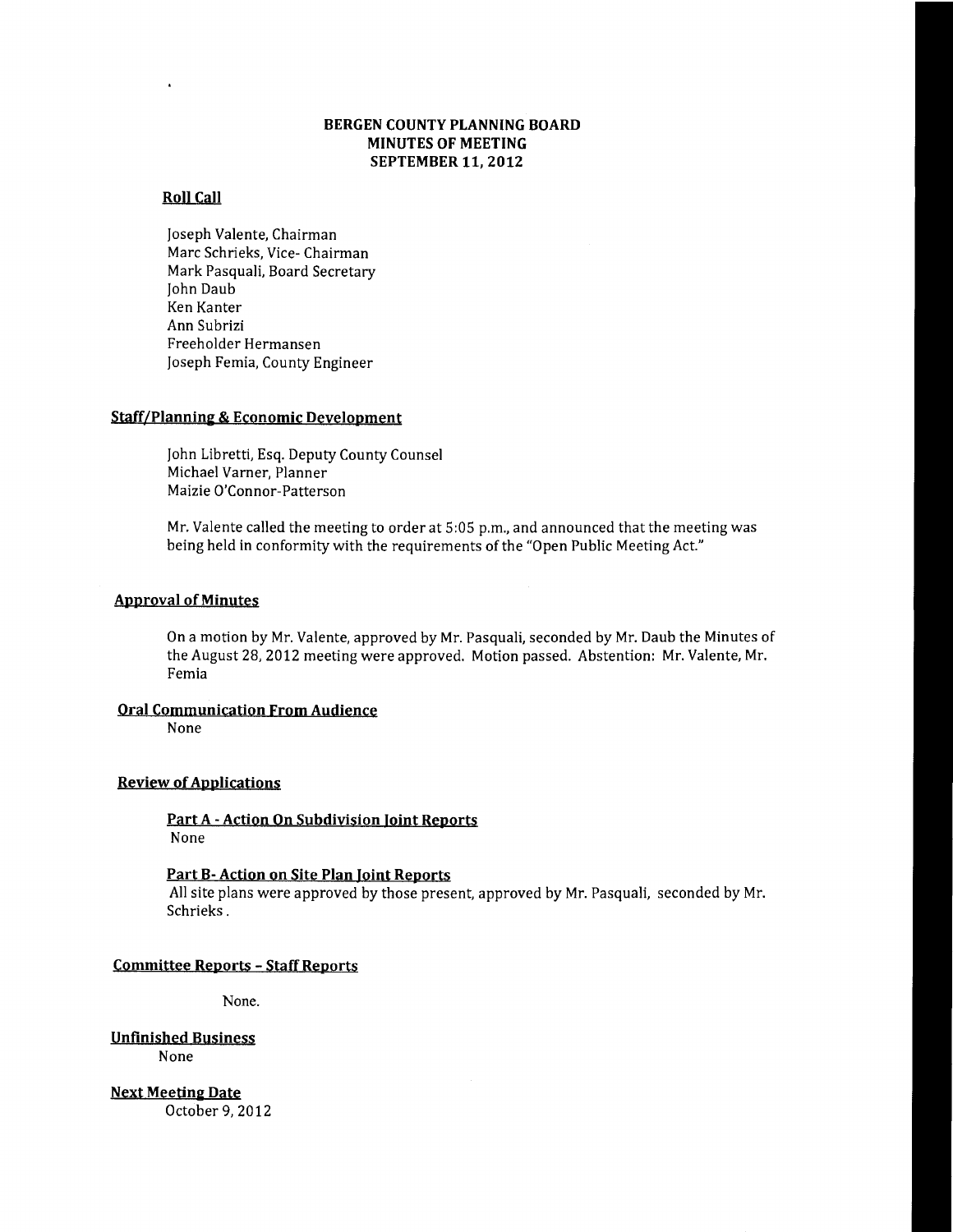# BERGEN COUNTY PLANNING BOARD
## MINUTES OF MEETING
## SEPTEMBER 11, 2012

### Roll Call

Joseph Valente, Chairman
Marc Schrieks, Vice- Chairman
Mark Pasquali, Board Secretary
John Daub
Ken Kanter
Ann Subrizi
Freeholder Hermansen
Joseph Femia, County Engineer

### Staff/Planning & Economic Development

John Libretti, Esq. Deputy County Counsel
Michael Varner, Planner
Maizie O'Connor-Patterson

Mr. Valente called the meeting to order at 5:05 p.m., and announced that the meeting was being held in conformity with the requirements of the "Open Public Meeting Act."

### Approval of Minutes

On a motion by Mr. Valente, approved by Mr. Pasquali, seconded by Mr. Daub the Minutes of the August 28, 2012 meeting were approved. Motion passed. Abstention: Mr. Valente, Mr. Femia

### Oral Communication From Audience

None

### Review of Applications

#### Part A - Action On Subdivision Joint Reports

None

#### Part B- Action on Site Plan Joint Reports

All site plans were approved by those present, approved by Mr. Pasquali, seconded by Mr. Schrieks.

### Committee Reports - Staff Reports

None.

### Unfinished Business

None

### Next Meeting Date

October 9, 2012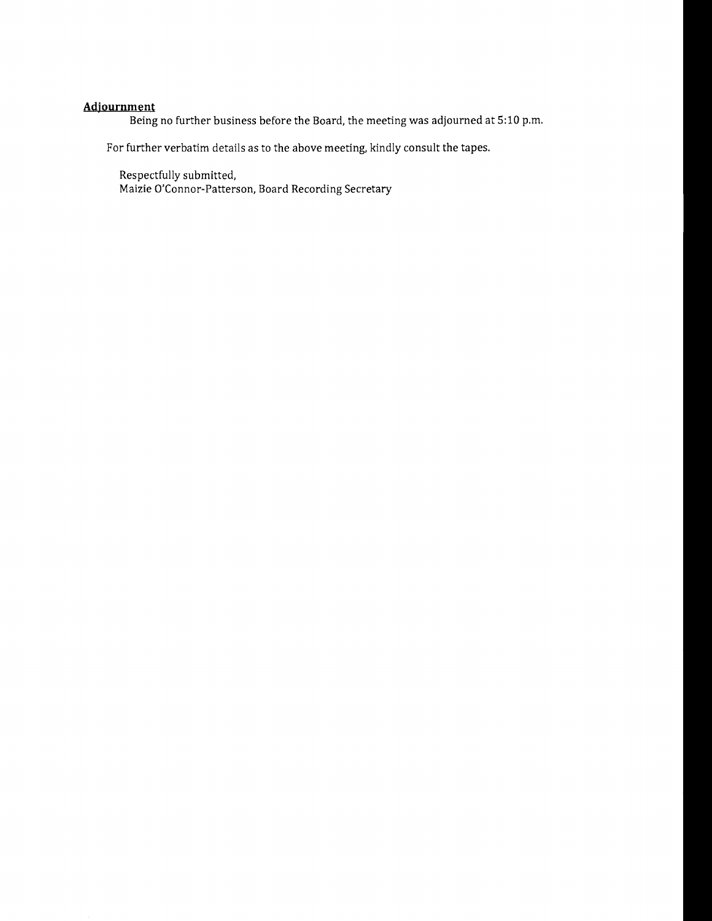**Adjournment**

Being no further business before the Board, the meeting was adjourned at 5:10 p.m.

For further verbatim details as to the above meeting, kindly consult the tapes.

Respectfully submitted,
Maizie O'Connor-Patterson, Board Recording Secretary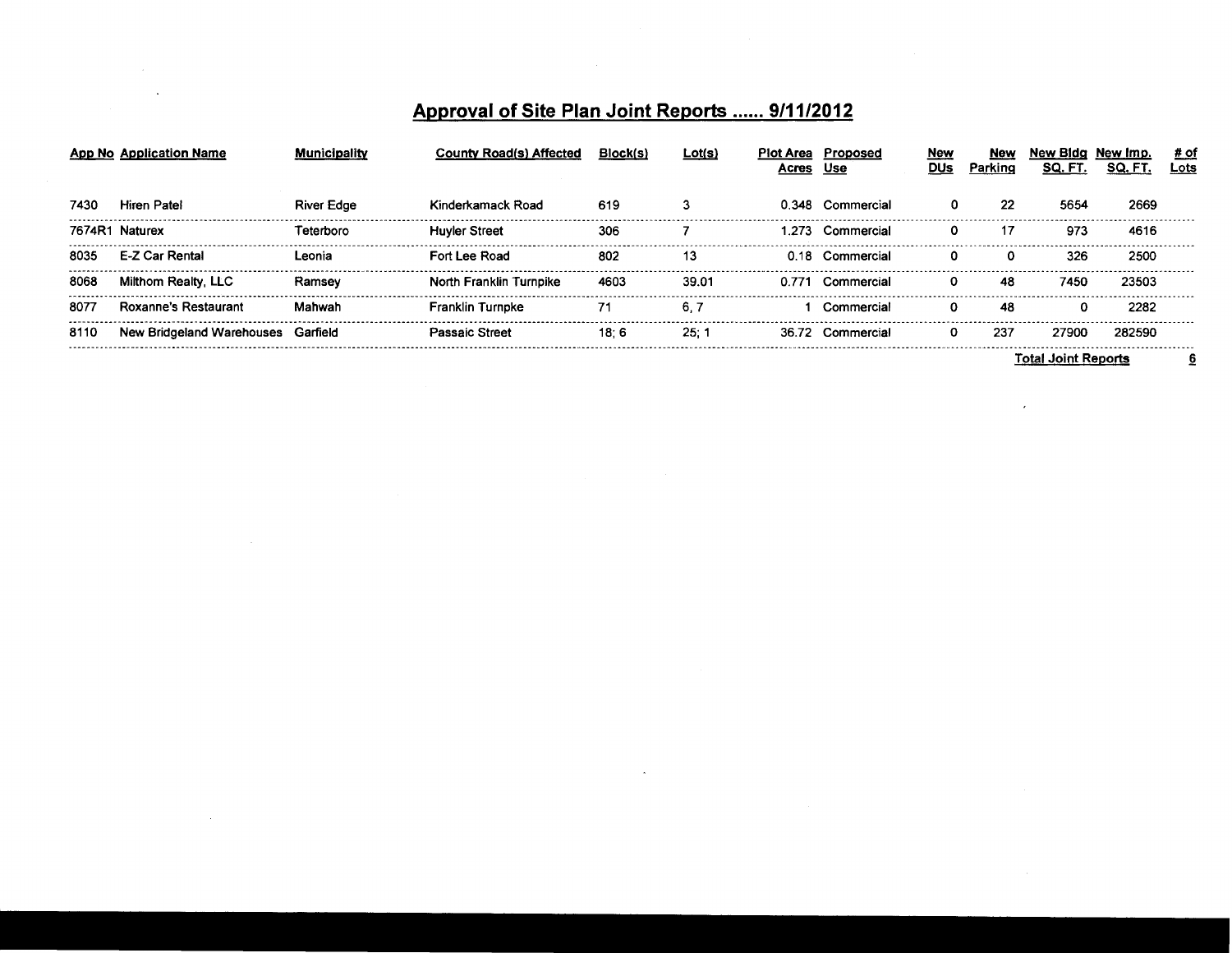## Approval of Site Plan Joint Reports ...... 9/11/2012

| App No | Application Name | Municipality | County Road(s) Affected | Block(s) | Lot(s) | Plot Area Acres | Proposed Use | New DUs | New Parking | New Bldg SQ. FT. | New Imp. SQ. FT. | # of Lots |
|---|---|---|---|---|---|---|---|---|---|---|---|---|
| 7430 | Hiren Patel | River Edge | Kinderkamack Road | 619 | 3 | 0.348 | Commercial | 0 | 22 | 5654 | 2669 | |
| 7674R1 | Naturex | Teterboro | Huyler Street | 306 | 7 | 1.273 | Commercial | 0 | 17 | 973 | 4616 | |
| 8035 | E-Z Car Rental | Leonia | Fort Lee Road | 802 | 13 | 0.18 | Commercial | 0 | 0 | 326 | 2500 | |
| 8068 | Milthom Realty, LLC | Ramsey | North Franklin Turnpike | 4603 | 39.01 | 0.771 | Commercial | 0 | 48 | 7450 | 23503 | |
| 8077 | Roxanne's Restaurant | Mahwah | Franklin Turnpke | 71 | 6, 7 | 1 | Commercial | 0 | 48 | 0 | 2282 | |
| 8110 | New Bridgeland Warehouses | Garfield | Passaic Street | 18; 6 | 25; 1 | 36.72 | Commercial | 0 | 237 | 27900 | 282590 | |

**Total Joint Reports** **6**